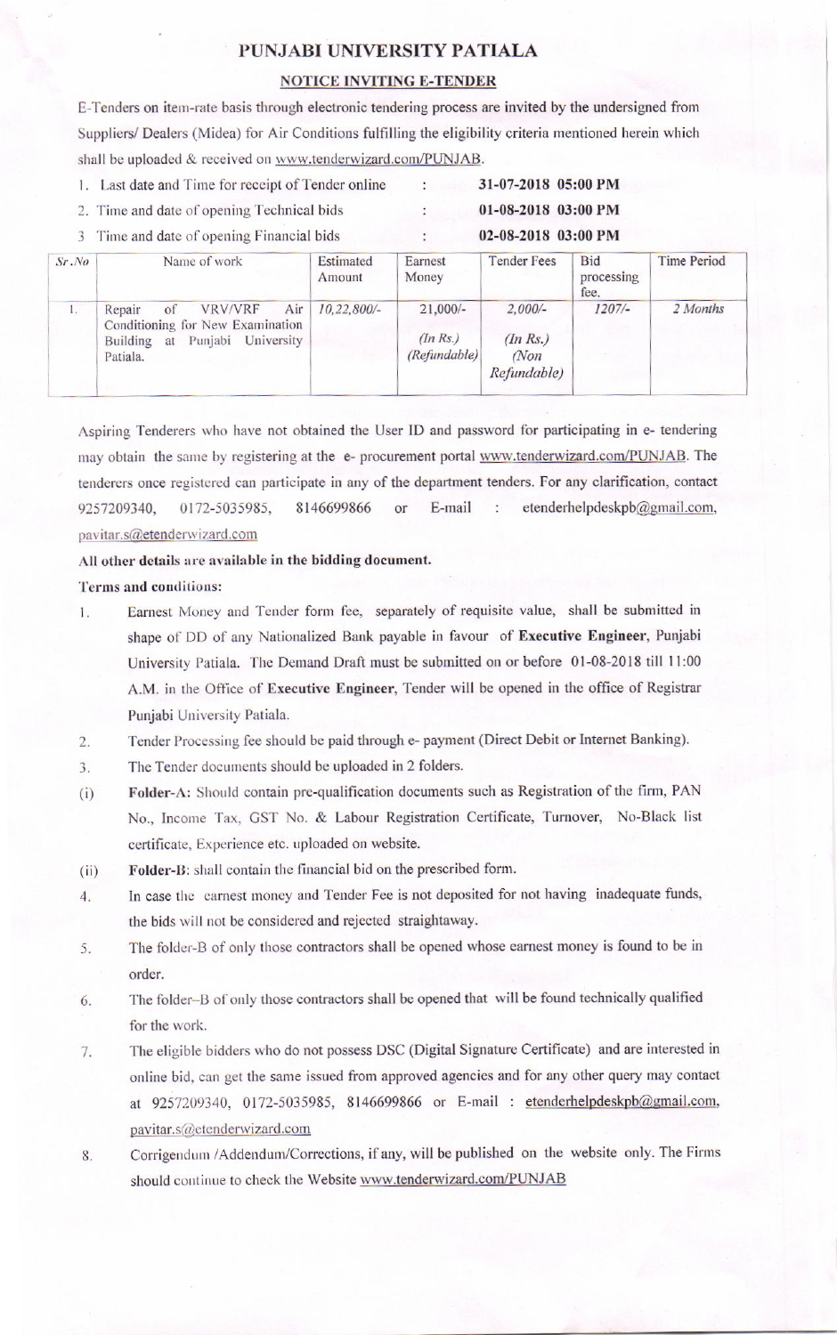# PUNJABI UNIVERSITY PATIALA

## NOTICE INVITING E-TENDER

E-Tenders on item-rate basis through electronic tendering process are invited by the undersigned from Suppliers/ Dealers (Midea) for Air Conditions fulfilling the eligibility criteria mentioned herein which shall be uploaded & received on www.tenderwizard.com/PUNJAB.

1. Last date and Time for receipt of Tender online : **31-07-2018 05:00 PM**
2. Time and date of opening Technical bids : **01-08-2018 03:00 PM**
3. Time and date of opening Financial bids : **02-08-2018 03:00 PM**

| Sr.No | Name of work | Estimated Amount | Earnest Money | Tender Fees | Bid processing fee. | Time Period |
|---|---|---|---|---|---|---|
| 1. | Repair of VRV/VRF Air Conditioning for New Examination Building at Punjabi University Patiala. | 10,22,800/- | 21,000/- (In Rs.) (Refundable) | 2,000/- (In Rs.) (Non Refundable) | 1207/- | 2 Months |

Aspiring Tenderers who have not obtained the User ID and password for participating in e- tendering may obtain the same by registering at the e- procurement portal www.tenderwizard.com/PUNJAB. The tenderers once registered can participate in any of the department tenders. For any clarification, contact 9257209340, 0172-5035985, 8146699866 or E-mail : etenderhelpdeskpb@gmail.com, pavitar.s@etenderwizard.com

**All other details are available in the bidding document.**

**Terms and conditions:**

1. Earnest Money and Tender form fee, separately of requisite value, shall be submitted in shape of DD of any Nationalized Bank payable in favour of **Executive Engineer**, Punjabi University Patiala. The Demand Draft must be submitted on or before 01-08-2018 till 11:00 A.M. in the Office of **Executive Engineer**, Tender will be opened in the office of Registrar Punjabi University Patiala.
2. Tender Processing fee should be paid through e- payment (Direct Debit or Internet Banking).
3. The Tender documents should be uploaded in 2 folders.

(i) **Folder-A:** Should contain pre-qualification documents such as Registration of the firm, PAN No., Income Tax, GST No. & Labour Registration Certificate, Turnover, No-Black list certificate, Experience etc. uploaded on website.

(ii) **Folder-B**: shall contain the financial bid on the prescribed form.

4. In case the earnest money and Tender Fee is not deposited for not having inadequate funds, the bids will not be considered and rejected straightaway.
5. The folder-B of only those contractors shall be opened whose earnest money is found to be in order.
6. The folder–B of only those contractors shall be opened that will be found technically qualified for the work.
7. The eligible bidders who do not possess DSC (Digital Signature Certificate) and are interested in online bid, can get the same issued from approved agencies and for any other query may contact at 9257209340, 0172-5035985, 8146699866 or E-mail : etenderhelpdeskpb@gmail.com, pavitar.s@etenderwizard.com
8. Corrigendum /Addendum/Corrections, if any, will be published on the website only. The Firms should continue to check the Website www.tenderwizard.com/PUNJAB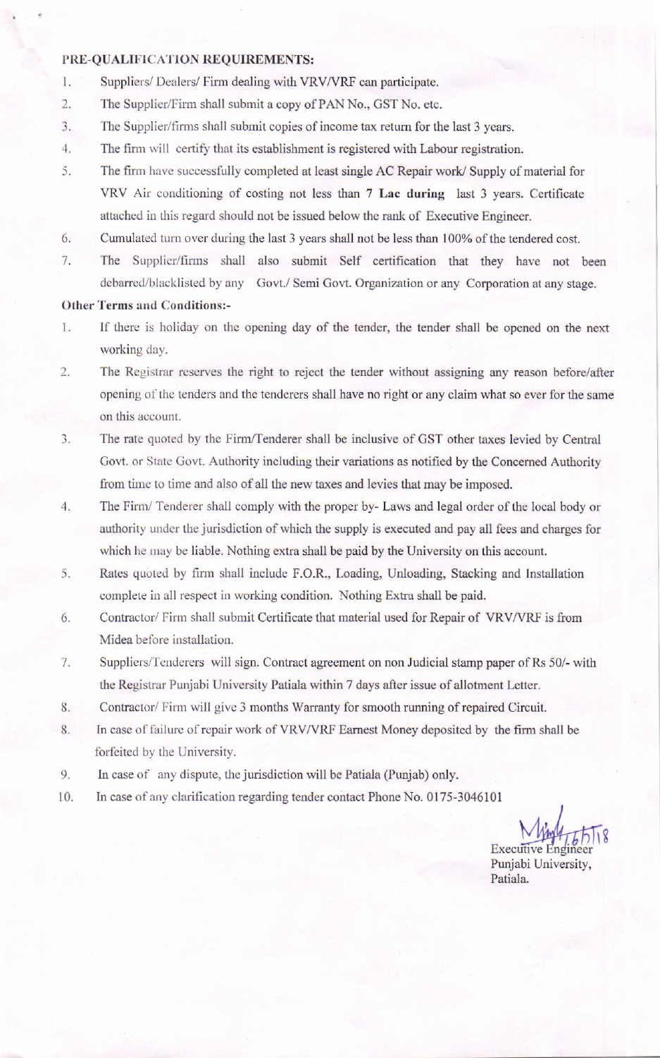## PRE-QUALIFICATION REQUIREMENTS:

1. Suppliers/ Dealers/ Firm dealing with VRV/VRF can participate.
2. The Supplier/Firm shall submit a copy of PAN No., GST No. etc.
3. The Supplier/firms shall submit copies of income tax return for the last 3 years.
4. The firm will certify that its establishment is registered with Labour registration.
5. The firm have successfully completed at least single AC Repair work/ Supply of material for VRV Air conditioning of costing not less than **7 Lac during** last 3 years. Certificate attached in this regard should not be issued below the rank of Executive Engineer.
6. Cumulated turn over during the last 3 years shall not be less than 100% of the tendered cost.
7. The Supplier/firms shall also submit Self certification that they have not been debarred/blacklisted by any Govt./ Semi Govt. Organization or any Corporation at any stage.

## Other Terms and Conditions:-

1. If there is holiday on the opening day of the tender, the tender shall be opened on the next working day.
2. The Registrar reserves the right to reject the tender without assigning any reason before/after opening of the tenders and the tenderers shall have no right or any claim what so ever for the same on this account.
3. The rate quoted by the Firm/Tenderer shall be inclusive of GST other taxes levied by Central Govt. or State Govt. Authority including their variations as notified by the Concerned Authority from time to time and also of all the new taxes and levies that may be imposed.
4. The Firm/ Tenderer shall comply with the proper by- Laws and legal order of the local body or authority under the jurisdiction of which the supply is executed and pay all fees and charges for which he may be liable. Nothing extra shall be paid by the University on this account.
5. Rates quoted by firm shall include F.O.R., Loading, Unloading, Stacking and Installation complete in all respect in working condition. Nothing Extra shall be paid.
6. Contractor/ Firm shall submit Certificate that material used for Repair of VRV/VRF is from Midea before installation.
7. Suppliers/Tenderers will sign. Contract agreement on non Judicial stamp paper of Rs 50/- with the Registrar Punjabi University Patiala within 7 days after issue of allotment Letter.
8. Contractor/ Firm will give 3 months Warranty for smooth running of repaired Circuit.
8. In case of failure of repair work of VRV/VRF Earnest Money deposited by the firm shall be forfeited by the University.
9. In case of any dispute, the jurisdiction will be Patiala (Punjab) only.
10. In case of any clarification regarding tender contact Phone No. 0175-3046101

Executive Engineer
Punjabi University,
Patiala.